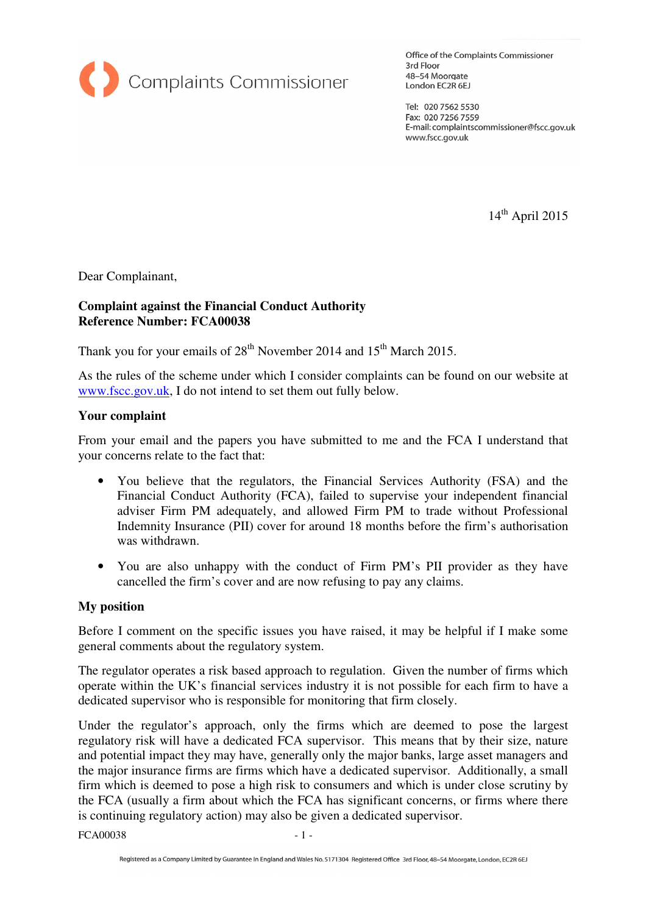Complaints Commissioner

Office of the Complaints Commissioner
3rd Floor
48–54 Moorgate
London EC2R 6EJ

Tel: 020 7562 5530
Fax: 020 7256 7559
E-mail: complaintscommissioner@fscc.gov.uk
www.fscc.gov.uk

14th April 2015

Dear Complainant,

**Complaint against the Financial Conduct Authority**
**Reference Number: FCA00038**

Thank you for your emails of 28th November 2014 and 15th March 2015.

As the rules of the scheme under which I consider complaints can be found on our website at www.fscc.gov.uk, I do not intend to set them out fully below.

**Your complaint**

From your email and the papers you have submitted to me and the FCA I understand that your concerns relate to the fact that:

- You believe that the regulators, the Financial Services Authority (FSA) and the Financial Conduct Authority (FCA), failed to supervise your independent financial adviser Firm PM adequately, and allowed Firm PM to trade without Professional Indemnity Insurance (PII) cover for around 18 months before the firm's authorisation was withdrawn.

- You are also unhappy with the conduct of Firm PM's PII provider as they have cancelled the firm's cover and are now refusing to pay any claims.

**My position**

Before I comment on the specific issues you have raised, it may be helpful if I make some general comments about the regulatory system.

The regulator operates a risk based approach to regulation. Given the number of firms which operate within the UK's financial services industry it is not possible for each firm to have a dedicated supervisor who is responsible for monitoring that firm closely.

Under the regulator's approach, only the firms which are deemed to pose the largest regulatory risk will have a dedicated FCA supervisor. This means that by their size, nature and potential impact they may have, generally only the major banks, large asset managers and the major insurance firms are firms which have a dedicated supervisor. Additionally, a small firm which is deemed to pose a high risk to consumers and which is under close scrutiny by the FCA (usually a firm about which the FCA has significant concerns, or firms where there is continuing regulatory action) may also be given a dedicated supervisor.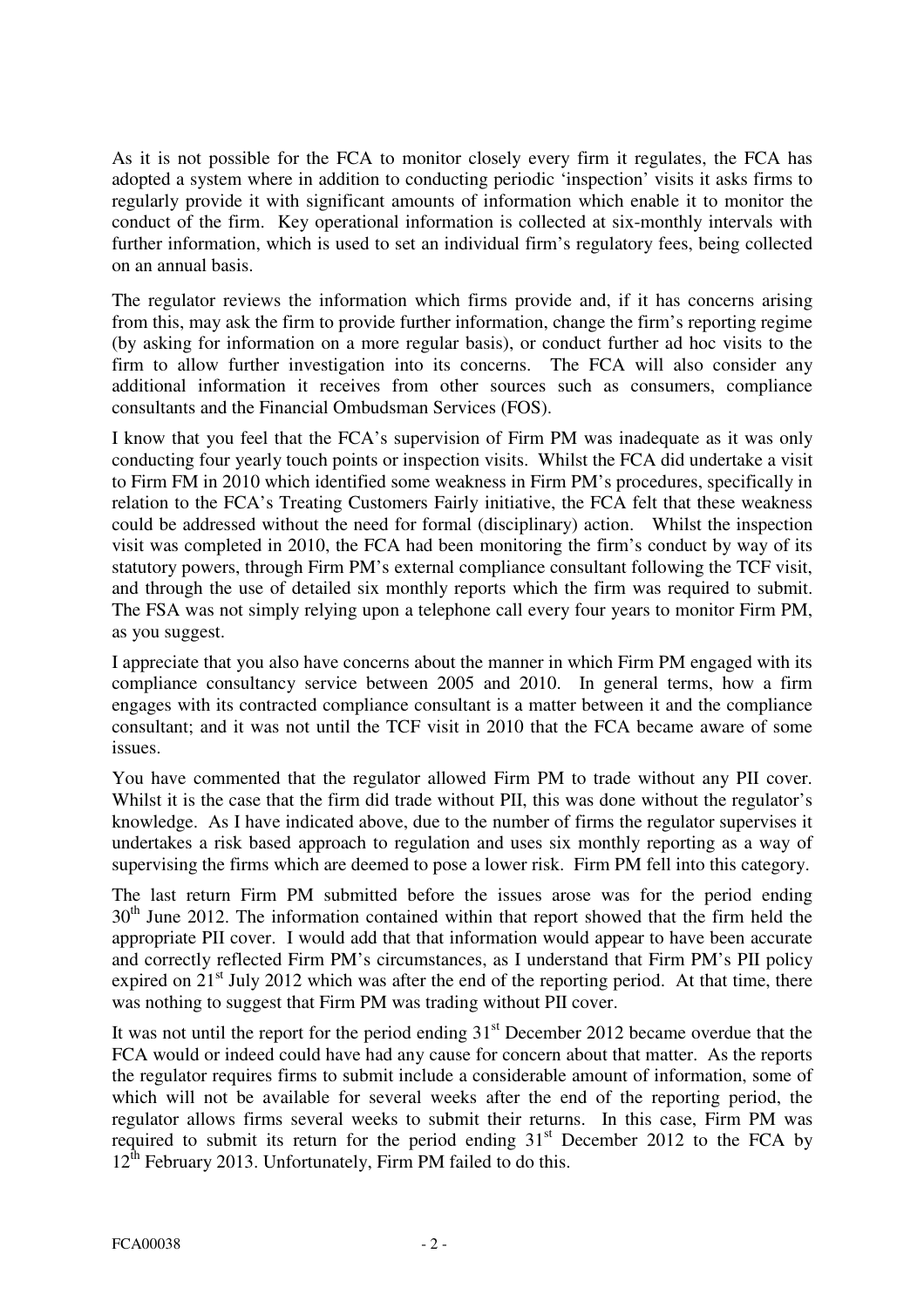As it is not possible for the FCA to monitor closely every firm it regulates, the FCA has adopted a system where in addition to conducting periodic 'inspection' visits it asks firms to regularly provide it with significant amounts of information which enable it to monitor the conduct of the firm. Key operational information is collected at six-monthly intervals with further information, which is used to set an individual firm's regulatory fees, being collected on an annual basis.

The regulator reviews the information which firms provide and, if it has concerns arising from this, may ask the firm to provide further information, change the firm's reporting regime (by asking for information on a more regular basis), or conduct further ad hoc visits to the firm to allow further investigation into its concerns. The FCA will also consider any additional information it receives from other sources such as consumers, compliance consultants and the Financial Ombudsman Services (FOS).

I know that you feel that the FCA's supervision of Firm PM was inadequate as it was only conducting four yearly touch points or inspection visits. Whilst the FCA did undertake a visit to Firm FM in 2010 which identified some weakness in Firm PM's procedures, specifically in relation to the FCA's Treating Customers Fairly initiative, the FCA felt that these weakness could be addressed without the need for formal (disciplinary) action. Whilst the inspection visit was completed in 2010, the FCA had been monitoring the firm's conduct by way of its statutory powers, through Firm PM's external compliance consultant following the TCF visit, and through the use of detailed six monthly reports which the firm was required to submit. The FSA was not simply relying upon a telephone call every four years to monitor Firm PM, as you suggest.

I appreciate that you also have concerns about the manner in which Firm PM engaged with its compliance consultancy service between 2005 and 2010. In general terms, how a firm engages with its contracted compliance consultant is a matter between it and the compliance consultant; and it was not until the TCF visit in 2010 that the FCA became aware of some issues.

You have commented that the regulator allowed Firm PM to trade without any PII cover. Whilst it is the case that the firm did trade without PII, this was done without the regulator's knowledge. As I have indicated above, due to the number of firms the regulator supervises it undertakes a risk based approach to regulation and uses six monthly reporting as a way of supervising the firms which are deemed to pose a lower risk. Firm PM fell into this category.

The last return Firm PM submitted before the issues arose was for the period ending 30th June 2012. The information contained within that report showed that the firm held the appropriate PII cover. I would add that that information would appear to have been accurate and correctly reflected Firm PM's circumstances, as I understand that Firm PM's PII policy expired on 21st July 2012 which was after the end of the reporting period. At that time, there was nothing to suggest that Firm PM was trading without PII cover.

It was not until the report for the period ending 31st December 2012 became overdue that the FCA would or indeed could have had any cause for concern about that matter. As the reports the regulator requires firms to submit include a considerable amount of information, some of which will not be available for several weeks after the end of the reporting period, the regulator allows firms several weeks to submit their returns. In this case, Firm PM was required to submit its return for the period ending 31st December 2012 to the FCA by 12th February 2013. Unfortunately, Firm PM failed to do this.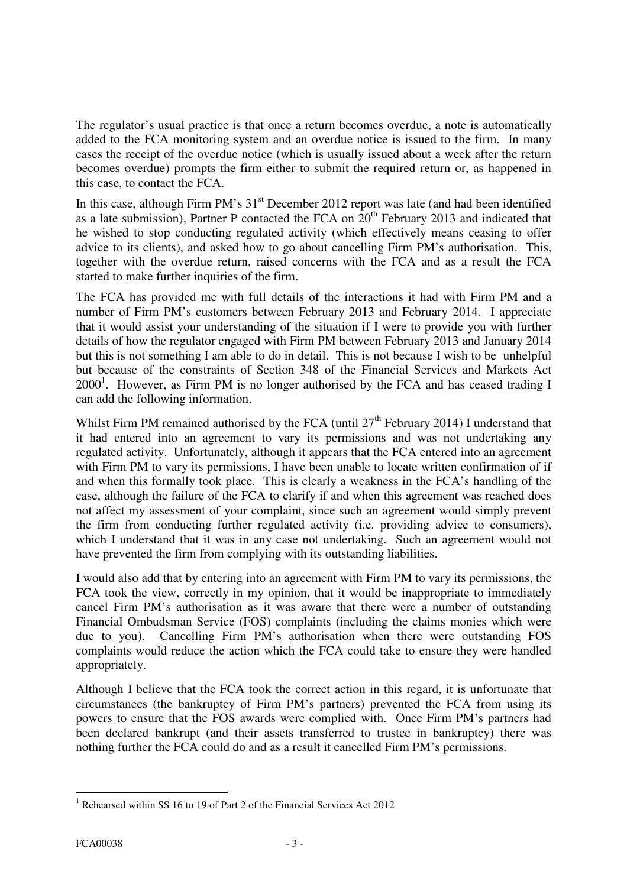The regulator's usual practice is that once a return becomes overdue, a note is automatically added to the FCA monitoring system and an overdue notice is issued to the firm. In many cases the receipt of the overdue notice (which is usually issued about a week after the return becomes overdue) prompts the firm either to submit the required return or, as happened in this case, to contact the FCA.

In this case, although Firm PM's 31st December 2012 report was late (and had been identified as a late submission), Partner P contacted the FCA on 20th February 2013 and indicated that he wished to stop conducting regulated activity (which effectively means ceasing to offer advice to its clients), and asked how to go about cancelling Firm PM's authorisation. This, together with the overdue return, raised concerns with the FCA and as a result the FCA started to make further inquiries of the firm.

The FCA has provided me with full details of the interactions it had with Firm PM and a number of Firm PM's customers between February 2013 and February 2014. I appreciate that it would assist your understanding of the situation if I were to provide you with further details of how the regulator engaged with Firm PM between February 2013 and January 2014 but this is not something I am able to do in detail. This is not because I wish to be unhelpful but because of the constraints of Section 348 of the Financial Services and Markets Act 2000[1]. However, as Firm PM is no longer authorised by the FCA and has ceased trading I can add the following information.

Whilst Firm PM remained authorised by the FCA (until 27th February 2014) I understand that it had entered into an agreement to vary its permissions and was not undertaking any regulated activity. Unfortunately, although it appears that the FCA entered into an agreement with Firm PM to vary its permissions, I have been unable to locate written confirmation of if and when this formally took place. This is clearly a weakness in the FCA's handling of the case, although the failure of the FCA to clarify if and when this agreement was reached does not affect my assessment of your complaint, since such an agreement would simply prevent the firm from conducting further regulated activity (i.e. providing advice to consumers), which I understand that it was in any case not undertaking. Such an agreement would not have prevented the firm from complying with its outstanding liabilities.

I would also add that by entering into an agreement with Firm PM to vary its permissions, the FCA took the view, correctly in my opinion, that it would be inappropriate to immediately cancel Firm PM's authorisation as it was aware that there were a number of outstanding Financial Ombudsman Service (FOS) complaints (including the claims monies which were due to you). Cancelling Firm PM's authorisation when there were outstanding FOS complaints would reduce the action which the FCA could take to ensure they were handled appropriately.

Although I believe that the FCA took the correct action in this regard, it is unfortunate that circumstances (the bankruptcy of Firm PM's partners) prevented the FCA from using its powers to ensure that the FOS awards were complied with. Once Firm PM's partners had been declared bankrupt (and their assets transferred to trustee in bankruptcy) there was nothing further the FCA could do and as a result it cancelled Firm PM's permissions.

[1] Rehearsed within SS 16 to 19 of Part 2 of the Financial Services Act 2012

FCA00038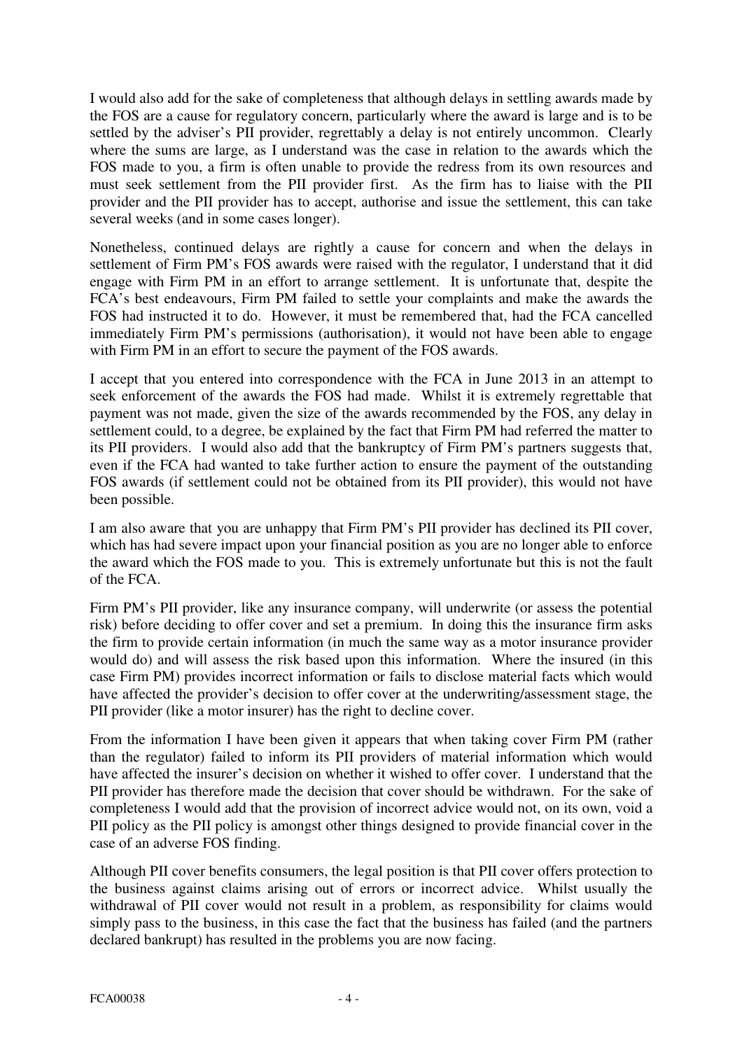I would also add for the sake of completeness that although delays in settling awards made by the FOS are a cause for regulatory concern, particularly where the award is large and is to be settled by the adviser's PII provider, regrettably a delay is not entirely uncommon. Clearly where the sums are large, as I understand was the case in relation to the awards which the FOS made to you, a firm is often unable to provide the redress from its own resources and must seek settlement from the PII provider first. As the firm has to liaise with the PII provider and the PII provider has to accept, authorise and issue the settlement, this can take several weeks (and in some cases longer).

Nonetheless, continued delays are rightly a cause for concern and when the delays in settlement of Firm PM's FOS awards were raised with the regulator, I understand that it did engage with Firm PM in an effort to arrange settlement. It is unfortunate that, despite the FCA's best endeavours, Firm PM failed to settle your complaints and make the awards the FOS had instructed it to do. However, it must be remembered that, had the FCA cancelled immediately Firm PM's permissions (authorisation), it would not have been able to engage with Firm PM in an effort to secure the payment of the FOS awards.

I accept that you entered into correspondence with the FCA in June 2013 in an attempt to seek enforcement of the awards the FOS had made. Whilst it is extremely regrettable that payment was not made, given the size of the awards recommended by the FOS, any delay in settlement could, to a degree, be explained by the fact that Firm PM had referred the matter to its PII providers. I would also add that the bankruptcy of Firm PM's partners suggests that, even if the FCA had wanted to take further action to ensure the payment of the outstanding FOS awards (if settlement could not be obtained from its PII provider), this would not have been possible.

I am also aware that you are unhappy that Firm PM's PII provider has declined its PII cover, which has had severe impact upon your financial position as you are no longer able to enforce the award which the FOS made to you. This is extremely unfortunate but this is not the fault of the FCA.

Firm PM's PII provider, like any insurance company, will underwrite (or assess the potential risk) before deciding to offer cover and set a premium. In doing this the insurance firm asks the firm to provide certain information (in much the same way as a motor insurance provider would do) and will assess the risk based upon this information. Where the insured (in this case Firm PM) provides incorrect information or fails to disclose material facts which would have affected the provider's decision to offer cover at the underwriting/assessment stage, the PII provider (like a motor insurer) has the right to decline cover.

From the information I have been given it appears that when taking cover Firm PM (rather than the regulator) failed to inform its PII providers of material information which would have affected the insurer's decision on whether it wished to offer cover. I understand that the PII provider has therefore made the decision that cover should be withdrawn. For the sake of completeness I would add that the provision of incorrect advice would not, on its own, void a PII policy as the PII policy is amongst other things designed to provide financial cover in the case of an adverse FOS finding.

Although PII cover benefits consumers, the legal position is that PII cover offers protection to the business against claims arising out of errors or incorrect advice. Whilst usually the withdrawal of PII cover would not result in a problem, as responsibility for claims would simply pass to the business, in this case the fact that the business has failed (and the partners declared bankrupt) has resulted in the problems you are now facing.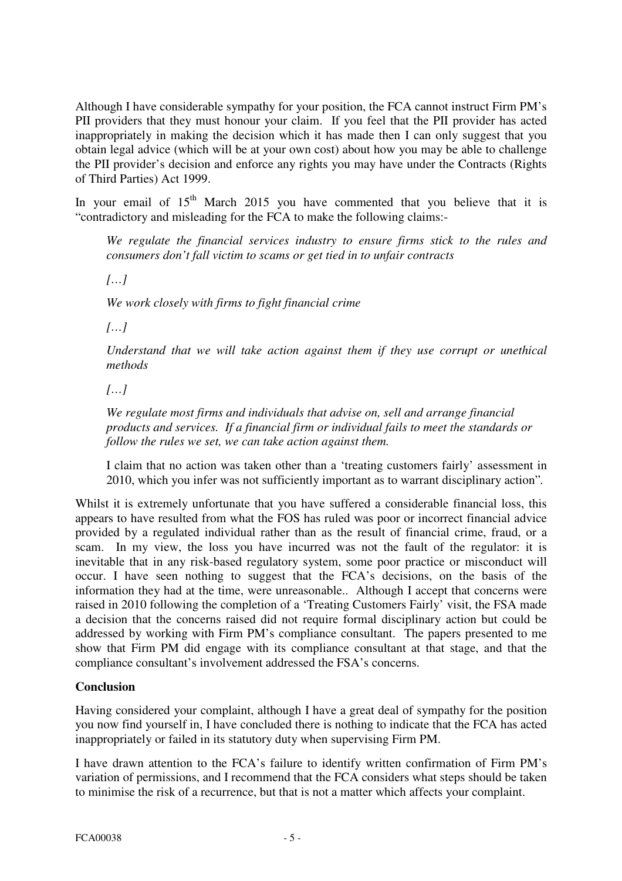Although I have considerable sympathy for your position, the FCA cannot instruct Firm PM's PII providers that they must honour your claim. If you feel that the PII provider has acted inappropriately in making the decision which it has made then I can only suggest that you obtain legal advice (which will be at your own cost) about how you may be able to challenge the PII provider's decision and enforce any rights you may have under the Contracts (Rights of Third Parties) Act 1999.

In your email of 15th March 2015 you have commented that you believe that it is "contradictory and misleading for the FCA to make the following claims:-

> *We regulate the financial services industry to ensure firms stick to the rules and consumers don't fall victim to scams or get tied in to unfair contracts*
>
> *[…]*
>
> *We work closely with firms to fight financial crime*
>
> *[…]*
>
> *Understand that we will take action against them if they use corrupt or unethical methods*
>
> *[…]*
>
> *We regulate most firms and individuals that advise on, sell and arrange financial products and services. If a financial firm or individual fails to meet the standards or follow the rules we set, we can take action against them.*
>
> I claim that no action was taken other than a 'treating customers fairly' assessment in 2010, which you infer was not sufficiently important as to warrant disciplinary action".

Whilst it is extremely unfortunate that you have suffered a considerable financial loss, this appears to have resulted from what the FOS has ruled was poor or incorrect financial advice provided by a regulated individual rather than as the result of financial crime, fraud, or a scam. In my view, the loss you have incurred was not the fault of the regulator: it is inevitable that in any risk-based regulatory system, some poor practice or misconduct will occur. I have seen nothing to suggest that the FCA's decisions, on the basis of the information they had at the time, were unreasonable.. Although I accept that concerns were raised in 2010 following the completion of a 'Treating Customers Fairly' visit, the FSA made a decision that the concerns raised did not require formal disciplinary action but could be addressed by working with Firm PM's compliance consultant. The papers presented to me show that Firm PM did engage with its compliance consultant at that stage, and that the compliance consultant's involvement addressed the FSA's concerns.

**Conclusion**

Having considered your complaint, although I have a great deal of sympathy for the position you now find yourself in, I have concluded there is nothing to indicate that the FCA has acted inappropriately or failed in its statutory duty when supervising Firm PM.

I have drawn attention to the FCA's failure to identify written confirmation of Firm PM's variation of permissions, and I recommend that the FCA considers what steps should be taken to minimise the risk of a recurrence, but that is not a matter which affects your complaint.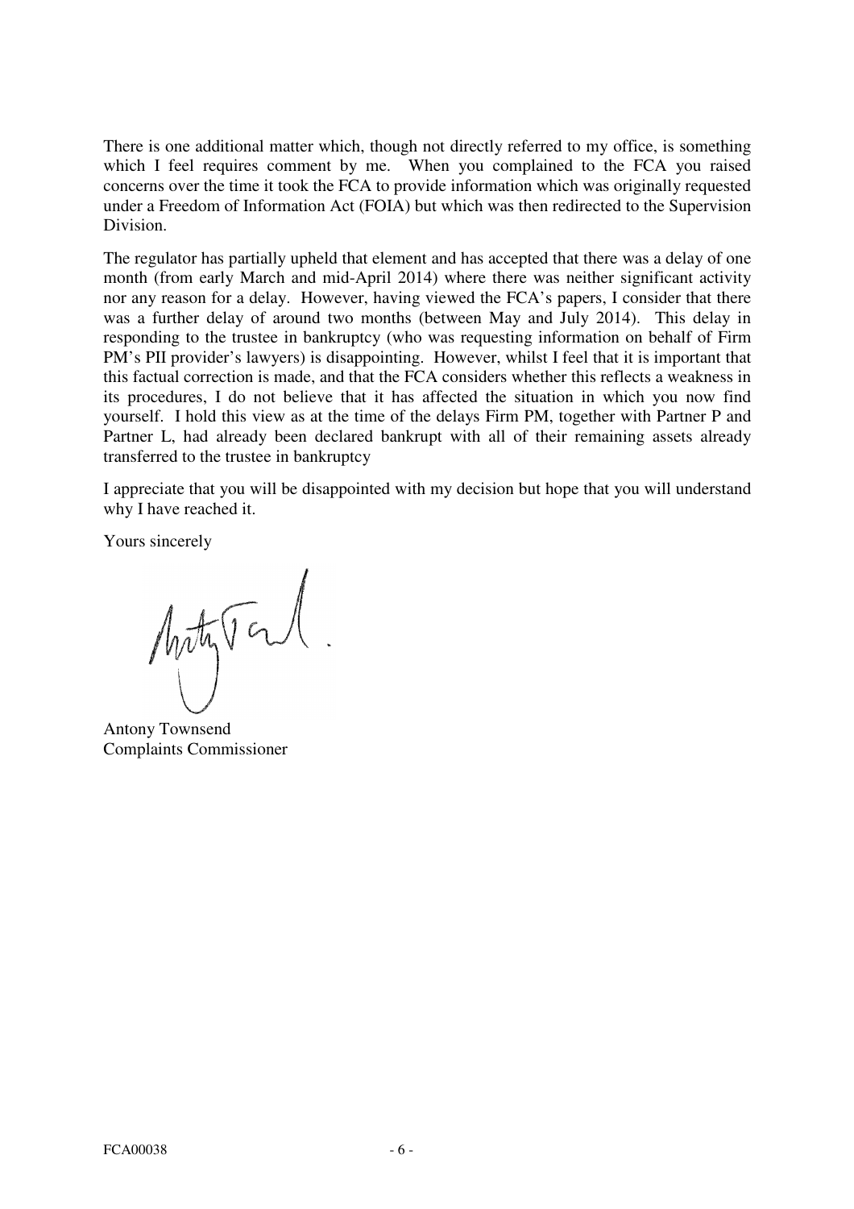There is one additional matter which, though not directly referred to my office, is something which I feel requires comment by me. When you complained to the FCA you raised concerns over the time it took the FCA to provide information which was originally requested under a Freedom of Information Act (FOIA) but which was then redirected to the Supervision Division.

The regulator has partially upheld that element and has accepted that there was a delay of one month (from early March and mid-April 2014) where there was neither significant activity nor any reason for a delay. However, having viewed the FCA's papers, I consider that there was a further delay of around two months (between May and July 2014). This delay in responding to the trustee in bankruptcy (who was requesting information on behalf of Firm PM's PII provider's lawyers) is disappointing. However, whilst I feel that it is important that this factual correction is made, and that the FCA considers whether this reflects a weakness in its procedures, I do not believe that it has affected the situation in which you now find yourself. I hold this view as at the time of the delays Firm PM, together with Partner P and Partner L, had already been declared bankrupt with all of their remaining assets already transferred to the trustee in bankruptcy

I appreciate that you will be disappointed with my decision but hope that you will understand why I have reached it.

Yours sincerely

Antony Townsend
Complaints Commissioner

FCA00038